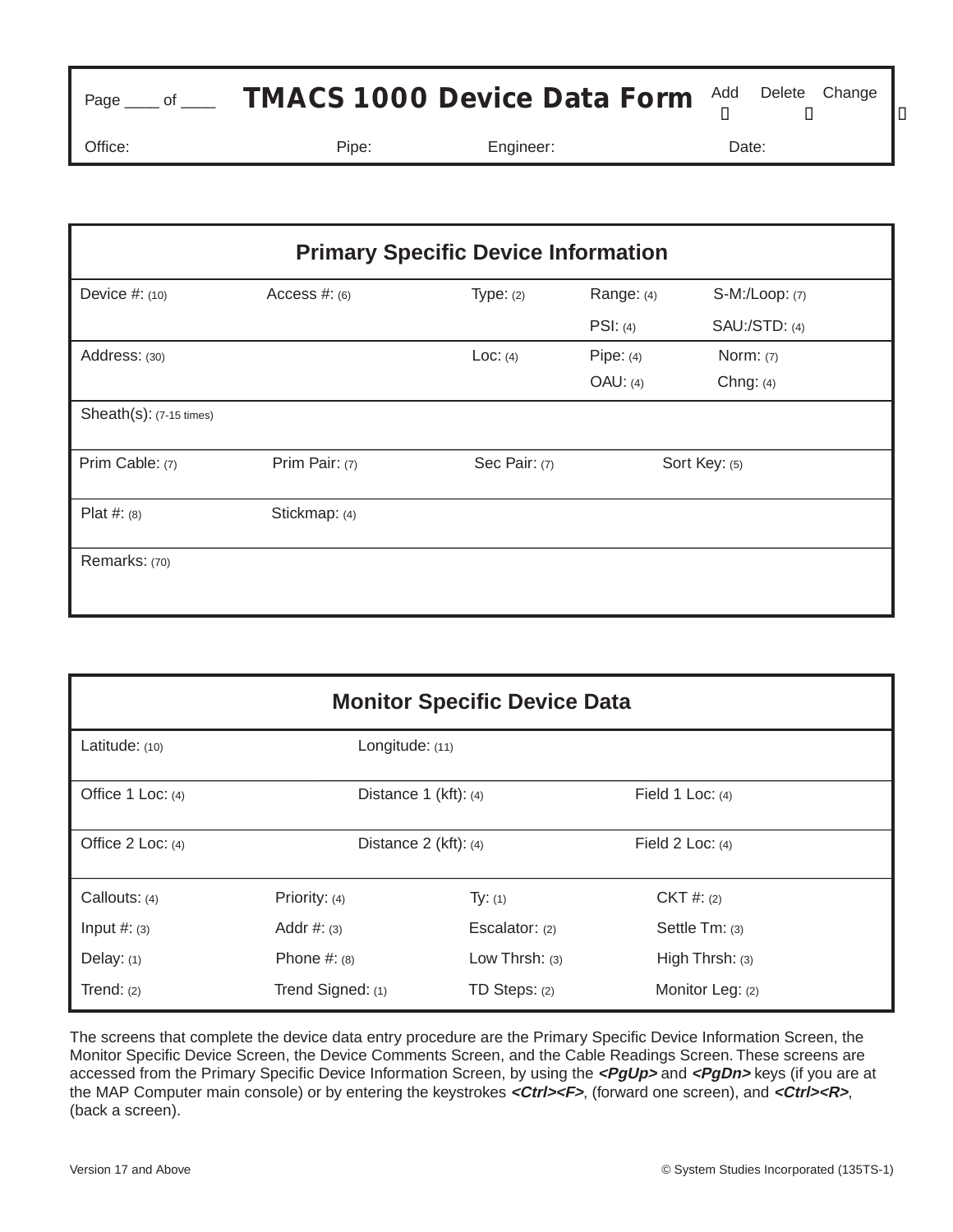# TMACS 1000 Device Data Form

Page ____ of ____

Add ☐ Delete ☐ Change ☐

Office: Pipe: Engineer: Date:

## Primary Specific Device Information

| | | | | |
|---|---|---|---|---|
| Device #: (10) | Access #: (6) | Type: (2) | Range: (4) | S-M:/Loop: (7) |
| | | | PSI: (4) | SAU:/STD: (4) |
| Address: (30) | | Loc: (4) | Pipe: (4) | Norm: (7) |
| | | | OAU: (4) | Chng: (4) |
| Sheath(s): (7-15 times) | | | | |
| Prim Cable: (7) | Prim Pair: (7) | Sec Pair: (7) | Sort Key: (5) | |
| Plat #: (8) | Stickmap: (4) | | | |
| Remarks: (70) | | | | |

## Monitor Specific Device Data

| | | | |
|---|---|---|---|
| Latitude: (10) | Longitude: (11) | | |
| Office 1 Loc: (4) | Distance 1 (kft): (4) | Field 1 Loc: (4) | |
| Office 2 Loc: (4) | Distance 2 (kft): (4) | Field 2 Loc: (4) | |
| Callouts: (4) | Priority: (4) | Ty: (1) | CKT #: (2) |
| Input #: (3) | Addr #: (3) | Escalator: (2) | Settle Tm: (3) |
| Delay: (1) | Phone #: (8) | Low Thrsh: (3) | High Thrsh: (3) |
| Trend: (2) | Trend Signed: (1) | TD Steps: (2) | Monitor Leg: (2) |

The screens that complete the device data entry procedure are the Primary Specific Device Information Screen, the Monitor Specific Device Screen, the Device Comments Screen, and the Cable Readings Screen. These screens are accessed from the Primary Specific Device Information Screen, by using the ***<PgUp>*** and ***<PgDn>*** keys (if you are at the MAP Computer main console) or by entering the keystrokes ***<Ctrl><F>***, (forward one screen), and ***<Ctrl><R>***, (back a screen).

Version 17 and Above © System Studies Incorporated (135TS-1)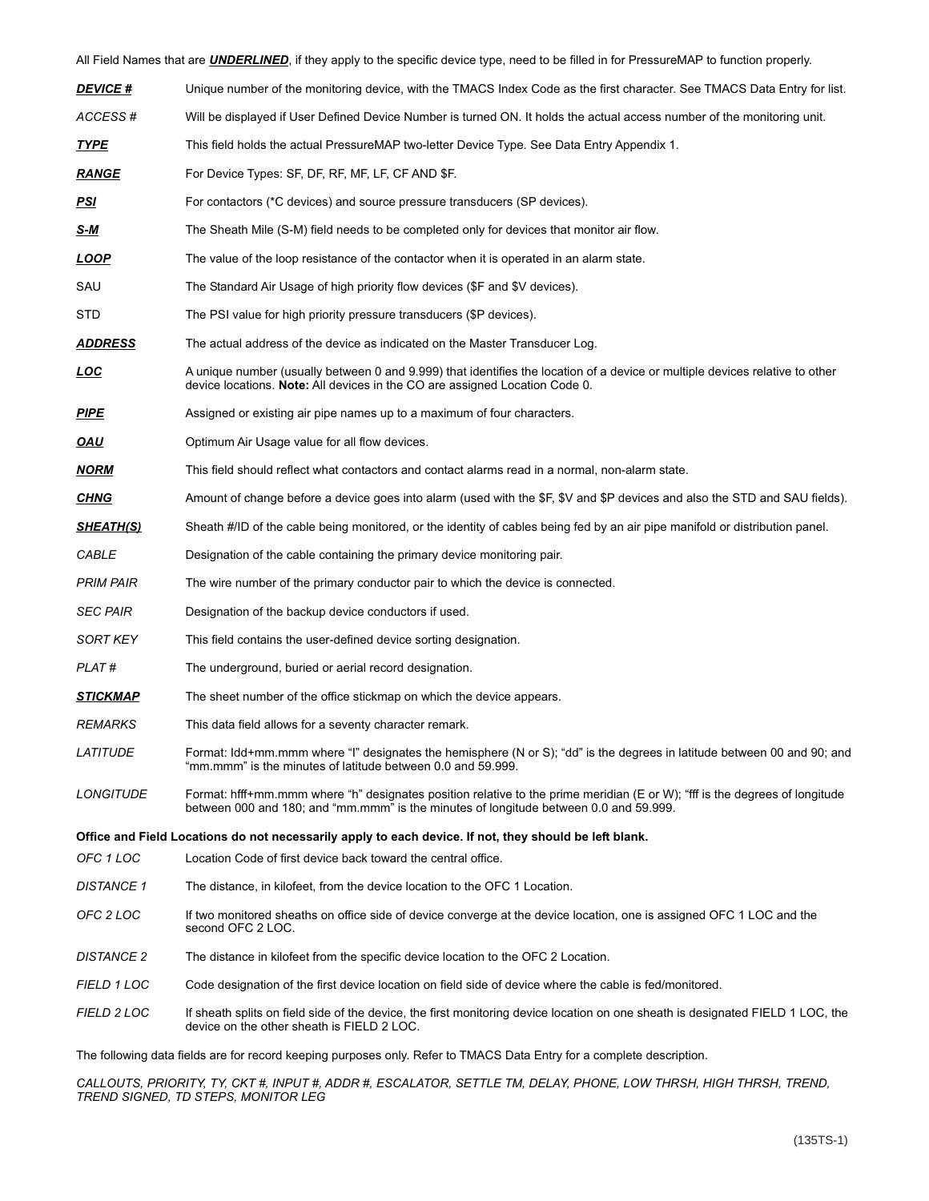All Field Names that are ***UNDERLINED***, if they apply to the specific device type, need to be filled in for PressureMAP to function properly.

| | |
|---|---|
| ***DEVICE #*** | Unique number of the monitoring device, with the TMACS Index Code as the first character. See TMACS Data Entry for list. |
| *ACCESS #* | Will be displayed if User Defined Device Number is turned ON. It holds the actual access number of the monitoring unit. |
| ***TYPE*** | This field holds the actual PressureMAP two-letter Device Type. See Data Entry Appendix 1. |
| ***RANGE*** | For Device Types: SF, DF, RF, MF, LF, CF AND $F. |
| ***PSI*** | For contactors (*C devices) and source pressure transducers (SP devices). |
| ***S-M*** | The Sheath Mile (S-M) field needs to be completed only for devices that monitor air flow. |
| ***LOOP*** | The value of the loop resistance of the contactor when it is operated in an alarm state. |
| SAU | The Standard Air Usage of high priority flow devices ($F and $V devices). |
| STD | The PSI value for high priority pressure transducers ($P devices). |
| ***ADDRESS*** | The actual address of the device as indicated on the Master Transducer Log. |
| ***LOC*** | A unique number (usually between 0 and 9.999) that identifies the location of a device or multiple devices relative to other device locations. **Note:** All devices in the CO are assigned Location Code 0. |
| ***PIPE*** | Assigned or existing air pipe names up to a maximum of four characters. |
| ***OAU*** | Optimum Air Usage value for all flow devices. |
| ***NORM*** | This field should reflect what contactors and contact alarms read in a normal, non-alarm state. |
| ***CHNG*** | Amount of change before a device goes into alarm (used with the $F, $V and $P devices and also the STD and SAU fields). |
| ***SHEATH(S)*** | Sheath #/ID of the cable being monitored, or the identity of cables being fed by an air pipe manifold or distribution panel. |
| *CABLE* | Designation of the cable containing the primary device monitoring pair. |
| *PRIM PAIR* | The wire number of the primary conductor pair to which the device is connected. |
| *SEC PAIR* | Designation of the backup device conductors if used. |
| *SORT KEY* | This field contains the user-defined device sorting designation. |
| *PLAT #* | The underground, buried or aerial record designation. |
| ***STICKMAP*** | The sheet number of the office stickmap on which the device appears. |
| *REMARKS* | This data field allows for a seventy character remark. |
| *LATITUDE* | Format: Idd+mm.mmm where "I" designates the hemisphere (N or S); "dd" is the degrees in latitude between 00 and 90; and "mm.mmm" is the minutes of latitude between 0.0 and 59.999. |
| *LONGITUDE* | Format: hfff+mm.mmm where "h" designates position relative to the prime meridian (E or W); "fff is the degrees of longitude between 000 and 180; and "mm.mmm" is the minutes of longitude between 0.0 and 59.999. |

**Office and Field Locations do not necessarily apply to each device. If not, they should be left blank.**

| | |
|---|---|
| *OFC 1 LOC* | Location Code of first device back toward the central office. |
| *DISTANCE 1* | The distance, in kilofeet, from the device location to the OFC 1 Location. |
| *OFC 2 LOC* | If two monitored sheaths on office side of device converge at the device location, one is assigned OFC 1 LOC and the second OFC 2 LOC. |
| *DISTANCE 2* | The distance in kilofeet from the specific device location to the OFC 2 Location. |
| *FIELD 1 LOC* | Code designation of the first device location on field side of device where the cable is fed/monitored. |
| *FIELD 2 LOC* | If sheath splits on field side of the device, the first monitoring device location on one sheath is designated FIELD 1 LOC, the device on the other sheath is FIELD 2 LOC. |

The following data fields are for record keeping purposes only. Refer to TMACS Data Entry for a complete description.

*CALLOUTS, PRIORITY, TY, CKT #, INPUT #, ADDR #, ESCALATOR, SETTLE TM, DELAY, PHONE, LOW THRSH, HIGH THRSH, TREND, TREND SIGNED, TD STEPS, MONITOR LEG*

(135TS-1)